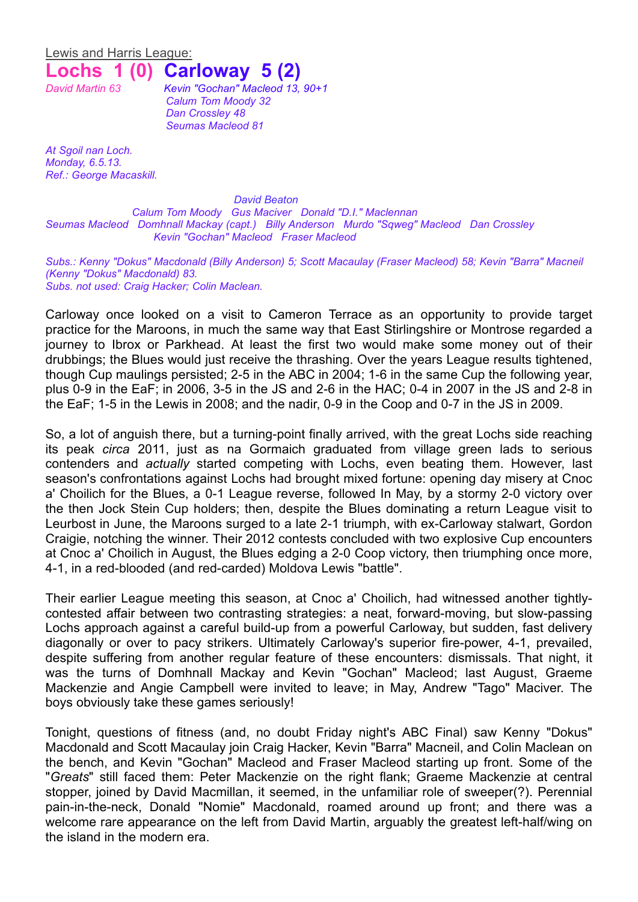Lewis and Harris League:

# Lochs 1 (0) Carloway 5 (2)

*David Martin 63*

*Kevin "Gochan" Macleod 13, 90+1*
*Calum Tom Moody 32*
*Dan Crossley 48*
*Seumas Macleod 81*

*At Sgoil nan Loch.*
*Monday, 6.5.13.*
*Ref.: George Macaskill.*

*David Beaton*
*Calum Tom Moody Gus Maciver Donald "D.I." Maclennan*
*Seumas Macleod Domhnall Mackay (capt.) Billy Anderson Murdo "Sqweg" Macleod Dan Crossley*
*Kevin "Gochan" Macleod Fraser Macleod*

*Subs.: Kenny "Dokus" Macdonald (Billy Anderson) 5; Scott Macaulay (Fraser Macleod) 58; Kevin "Barra" Macneil (Kenny "Dokus" Macdonald) 83.*
*Subs. not used: Craig Hacker; Colin Maclean.*

Carloway once looked on a visit to Cameron Terrace as an opportunity to provide target practice for the Maroons, in much the same way that East Stirlingshire or Montrose regarded a journey to Ibrox or Parkhead. At least the first two would make some money out of their drubbings; the Blues would just receive the thrashing. Over the years League results tightened, though Cup maulings persisted; 2-5 in the ABC in 2004; 1-6 in the same Cup the following year, plus 0-9 in the EaF; in 2006, 3-5 in the JS and 2-6 in the HAC; 0-4 in 2007 in the JS and 2-8 in the EaF; 1-5 in the Lewis in 2008; and the nadir, 0-9 in the Coop and 0-7 in the JS in 2009.

So, a lot of anguish there, but a turning-point finally arrived, with the great Lochs side reaching its peak *circa* 2011, just as na Gormaich graduated from village green lads to serious contenders and *actually* started competing with Lochs, even beating them. However, last season's confrontations against Lochs had brought mixed fortune: opening day misery at Cnoc a' Choilich for the Blues, a 0-1 League reverse, followed In May, by a stormy 2-0 victory over the then Jock Stein Cup holders; then, despite the Blues dominating a return League visit to Leurbost in June, the Maroons surged to a late 2-1 triumph, with ex-Carloway stalwart, Gordon Craigie, notching the winner. Their 2012 contests concluded with two explosive Cup encounters at Cnoc a' Choilich in August, the Blues edging a 2-0 Coop victory, then triumphing once more, 4-1, in a red-blooded (and red-carded) Moldova Lewis "battle".

Their earlier League meeting this season, at Cnoc a' Choilich, had witnessed another tightly-contested affair between two contrasting strategies: a neat, forward-moving, but slow-passing Lochs approach against a careful build-up from a powerful Carloway, but sudden, fast delivery diagonally or over to pacy strikers. Ultimately Carloway's superior fire-power, 4-1, prevailed, despite suffering from another regular feature of these encounters: dismissals. That night, it was the turns of Domhnall Mackay and Kevin "Gochan" Macleod; last August, Graeme Mackenzie and Angie Campbell were invited to leave; in May, Andrew "Tago" Maciver. The boys obviously take these games seriously!

Tonight, questions of fitness (and, no doubt Friday night's ABC Final) saw Kenny "Dokus" Macdonald and Scott Macaulay join Craig Hacker, Kevin "Barra" Macneil, and Colin Maclean on the bench, and Kevin "Gochan" Macleod and Fraser Macleod starting up front. Some of the "*Greats*" still faced them: Peter Mackenzie on the right flank; Graeme Mackenzie at central stopper, joined by David Macmillan, it seemed, in the unfamiliar role of sweeper(?). Perennial pain-in-the-neck, Donald "Nomie" Macdonald, roamed around up front; and there was a welcome rare appearance on the left from David Martin, arguably the greatest left-half/wing on the island in the modern era.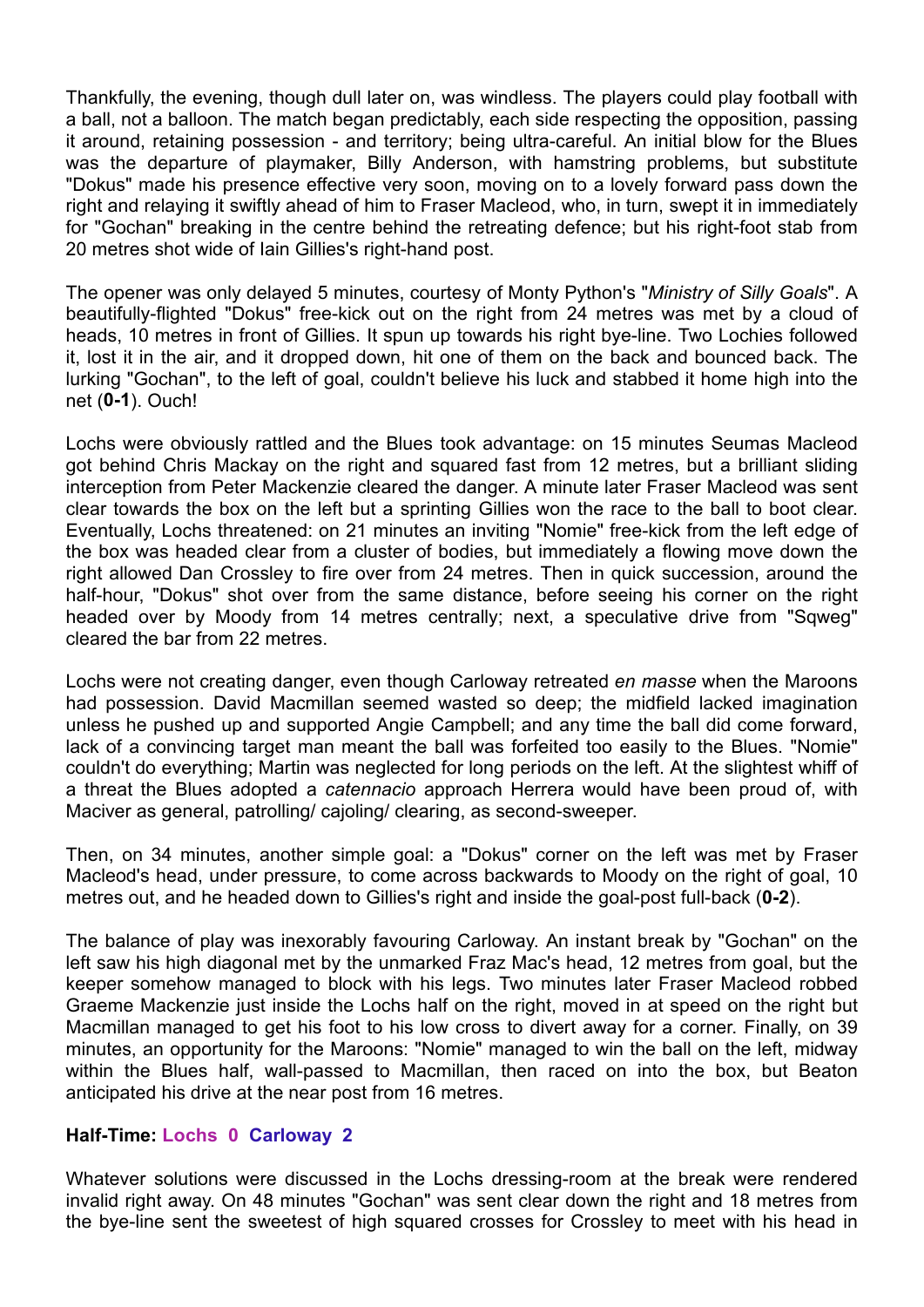Thankfully, the evening, though dull later on, was windless. The players could play football with a ball, not a balloon. The match began predictably, each side respecting the opposition, passing it around, retaining possession - and territory; being ultra-careful. An initial blow for the Blues was the departure of playmaker, Billy Anderson, with hamstring problems, but substitute "Dokus" made his presence effective very soon, moving on to a lovely forward pass down the right and relaying it swiftly ahead of him to Fraser Macleod, who, in turn, swept it in immediately for "Gochan" breaking in the centre behind the retreating defence; but his right-foot stab from 20 metres shot wide of Iain Gillies's right-hand post.

The opener was only delayed 5 minutes, courtesy of Monty Python's "*Ministry of Silly Goals*". A beautifully-flighted "Dokus" free-kick out on the right from 24 metres was met by a cloud of heads, 10 metres in front of Gillies. It spun up towards his right bye-line. Two Lochies followed it, lost it in the air, and it dropped down, hit one of them on the back and bounced back. The lurking "Gochan", to the left of goal, couldn't believe his luck and stabbed it home high into the net (**0-1**). Ouch!

Lochs were obviously rattled and the Blues took advantage: on 15 minutes Seumas Macleod got behind Chris Mackay on the right and squared fast from 12 metres, but a brilliant sliding interception from Peter Mackenzie cleared the danger. A minute later Fraser Macleod was sent clear towards the box on the left but a sprinting Gillies won the race to the ball to boot clear. Eventually, Lochs threatened: on 21 minutes an inviting "Nomie" free-kick from the left edge of the box was headed clear from a cluster of bodies, but immediately a flowing move down the right allowed Dan Crossley to fire over from 24 metres. Then in quick succession, around the half-hour, "Dokus" shot over from the same distance, before seeing his corner on the right headed over by Moody from 14 metres centrally; next, a speculative drive from "Sqweg" cleared the bar from 22 metres.

Lochs were not creating danger, even though Carloway retreated *en masse* when the Maroons had possession. David Macmillan seemed wasted so deep; the midfield lacked imagination unless he pushed up and supported Angie Campbell; and any time the ball did come forward, lack of a convincing target man meant the ball was forfeited too easily to the Blues. "Nomie" couldn't do everything; Martin was neglected for long periods on the left. At the slightest whiff of a threat the Blues adopted a *catennacio* approach Herrera would have been proud of, with Maciver as general, patrolling/ cajoling/ clearing, as second-sweeper.

Then, on 34 minutes, another simple goal: a "Dokus" corner on the left was met by Fraser Macleod's head, under pressure, to come across backwards to Moody on the right of goal, 10 metres out, and he headed down to Gillies's right and inside the goal-post full-back (**0-2**).

The balance of play was inexorably favouring Carloway. An instant break by "Gochan" on the left saw his high diagonal met by the unmarked Fraz Mac's head, 12 metres from goal, but the keeper somehow managed to block with his legs. Two minutes later Fraser Macleod robbed Graeme Mackenzie just inside the Lochs half on the right, moved in at speed on the right but Macmillan managed to get his foot to his low cross to divert away for a corner. Finally, on 39 minutes, an opportunity for the Maroons: "Nomie" managed to win the ball on the left, midway within the Blues half, wall-passed to Macmillan, then raced on into the box, but Beaton anticipated his drive at the near post from 16 metres.

**Half-Time: Lochs 0 Carloway 2**

Whatever solutions were discussed in the Lochs dressing-room at the break were rendered invalid right away. On 48 minutes "Gochan" was sent clear down the right and 18 metres from the bye-line sent the sweetest of high squared crosses for Crossley to meet with his head in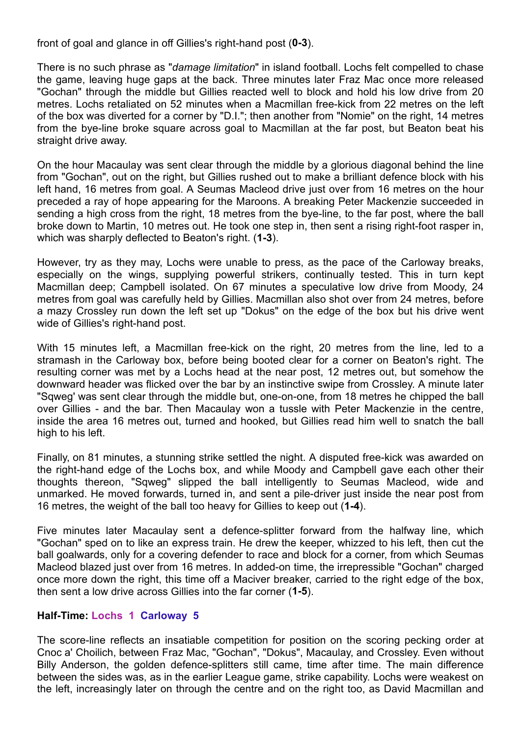front of goal and glance in off Gillies's right-hand post (**0-3**).

There is no such phrase as "*damage limitation*" in island football. Lochs felt compelled to chase the game, leaving huge gaps at the back. Three minutes later Fraz Mac once more released "Gochan" through the middle but Gillies reacted well to block and hold his low drive from 20 metres. Lochs retaliated on 52 minutes when a Macmillan free-kick from 22 metres on the left of the box was diverted for a corner by "D.I."; then another from "Nomie" on the right, 14 metres from the bye-line broke square across goal to Macmillan at the far post, but Beaton beat his straight drive away.

On the hour Macaulay was sent clear through the middle by a glorious diagonal behind the line from "Gochan", out on the right, but Gillies rushed out to make a brilliant defence block with his left hand, 16 metres from goal. A Seumas Macleod drive just over from 16 metres on the hour preceded a ray of hope appearing for the Maroons. A breaking Peter Mackenzie succeeded in sending a high cross from the right, 18 metres from the bye-line, to the far post, where the ball broke down to Martin, 10 metres out. He took one step in, then sent a rising right-foot rasper in, which was sharply deflected to Beaton's right. (**1-3**).

However, try as they may, Lochs were unable to press, as the pace of the Carloway breaks, especially on the wings, supplying powerful strikers, continually tested. This in turn kept Macmillan deep; Campbell isolated. On 67 minutes a speculative low drive from Moody, 24 metres from goal was carefully held by Gillies. Macmillan also shot over from 24 metres, before a mazy Crossley run down the left set up "Dokus" on the edge of the box but his drive went wide of Gillies's right-hand post.

With 15 minutes left, a Macmillan free-kick on the right, 20 metres from the line, led to a stramash in the Carloway box, before being booted clear for a corner on Beaton's right. The resulting corner was met by a Lochs head at the near post, 12 metres out, but somehow the downward header was flicked over the bar by an instinctive swipe from Crossley. A minute later "Sqweg' was sent clear through the middle but, one-on-one, from 18 metres he chipped the ball over Gillies - and the bar. Then Macaulay won a tussle with Peter Mackenzie in the centre, inside the area 16 metres out, turned and hooked, but Gillies read him well to snatch the ball high to his left.

Finally, on 81 minutes, a stunning strike settled the night. A disputed free-kick was awarded on the right-hand edge of the Lochs box, and while Moody and Campbell gave each other their thoughts thereon, "Sqweg" slipped the ball intelligently to Seumas Macleod, wide and unmarked. He moved forwards, turned in, and sent a pile-driver just inside the near post from 16 metres, the weight of the ball too heavy for Gillies to keep out (**1-4**).

Five minutes later Macaulay sent a defence-splitter forward from the halfway line, which "Gochan" sped on to like an express train. He drew the keeper, whizzed to his left, then cut the ball goalwards, only for a covering defender to race and block for a corner, from which Seumas Macleod blazed just over from 16 metres. In added-on time, the irrepressible "Gochan" charged once more down the right, this time off a Maciver breaker, carried to the right edge of the box, then sent a low drive across Gillies into the far corner (**1-5**).

**Half-Time: Lochs 1 Carloway 5**

The score-line reflects an insatiable competition for position on the scoring pecking order at Cnoc a' Choilich, between Fraz Mac, "Gochan", "Dokus", Macaulay, and Crossley. Even without Billy Anderson, the golden defence-splitters still came, time after time. The main difference between the sides was, as in the earlier League game, strike capability. Lochs were weakest on the left, increasingly later on through the centre and on the right too, as David Macmillan and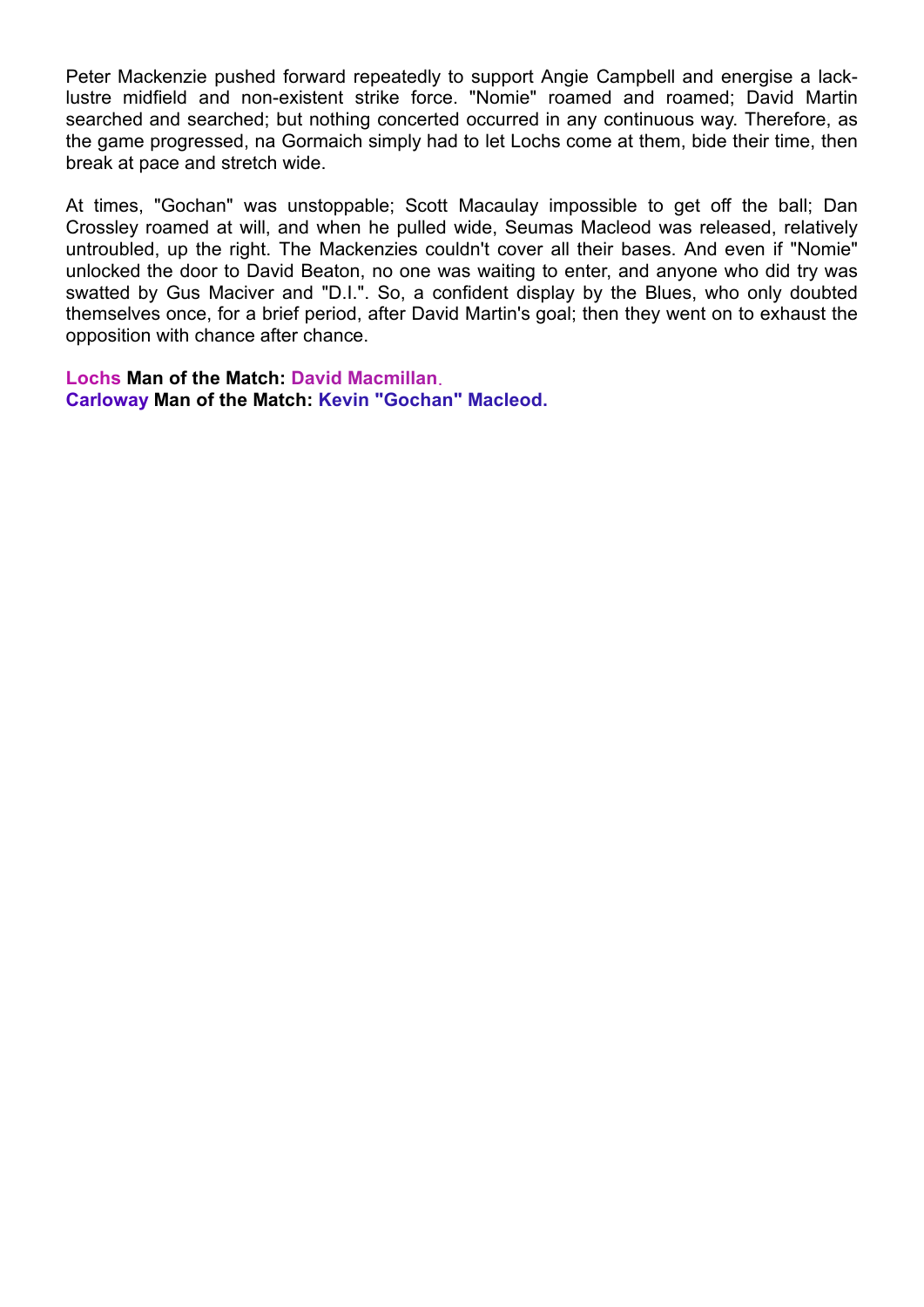Peter Mackenzie pushed forward repeatedly to support Angie Campbell and energise a lack-lustre midfield and non-existent strike force. "Nomie" roamed and roamed; David Martin searched and searched; but nothing concerted occurred in any continuous way. Therefore, as the game progressed, na Gormaich simply had to let Lochs come at them, bide their time, then break at pace and stretch wide.

At times, "Gochan" was unstoppable; Scott Macaulay impossible to get off the ball; Dan Crossley roamed at will, and when he pulled wide, Seumas Macleod was released, relatively untroubled, up the right. The Mackenzies couldn't cover all their bases. And even if "Nomie" unlocked the door to David Beaton, no one was waiting to enter, and anyone who did try was swatted by Gus Maciver and "D.I.". So, a confident display by the Blues, who only doubted themselves once, for a brief period, after David Martin's goal; then they went on to exhaust the opposition with chance after chance.

**Lochs Man of the Match: David Macmillan.**
**Carloway Man of the Match: Kevin "Gochan" Macleod.**